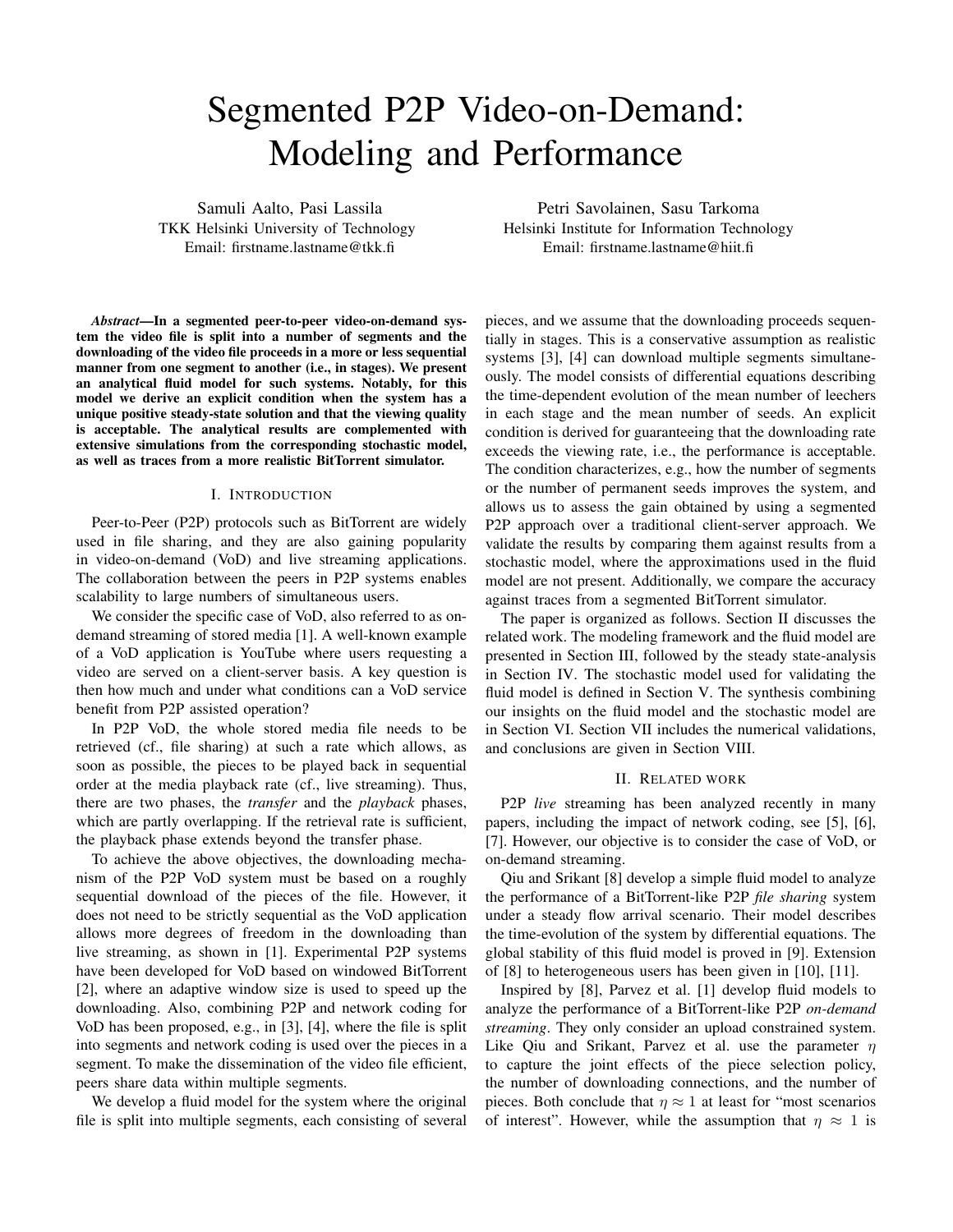# Segmented P2P Video-on-Demand: Modeling and Performance

Samuli Aalto, Pasi Lassila
TKK Helsinki University of Technology
Email: firstname.lastname@tkk.fi

Petri Savolainen, Sasu Tarkoma
Helsinki Institute for Information Technology
Email: firstname.lastname@hiit.fi

***Abstract*—In a segmented peer-to-peer video-on-demand system the video file is split into a number of segments and the downloading of the video file proceeds in a more or less sequential manner from one segment to another (i.e., in stages). We present an analytical fluid model for such systems. Notably, for this model we derive an explicit condition when the system has a unique positive steady-state solution and that the viewing quality is acceptable. The analytical results are complemented with extensive simulations from the corresponding stochastic model, as well as traces from a more realistic BitTorrent simulator.**

## I. Introduction

Peer-to-Peer (P2P) protocols such as BitTorrent are widely used in file sharing, and they are also gaining popularity in video-on-demand (VoD) and live streaming applications. The collaboration between the peers in P2P systems enables scalability to large numbers of simultaneous users.

We consider the specific case of VoD, also referred to as on-demand streaming of stored media [1]. A well-known example of a VoD application is YouTube where users requesting a video are served on a client-server basis. A key question is then how much and under what conditions can a VoD service benefit from P2P assisted operation?

In P2P VoD, the whole stored media file needs to be retrieved (cf., file sharing) at such a rate which allows, as soon as possible, the pieces to be played back in sequential order at the media playback rate (cf., live streaming). Thus, there are two phases, the *transfer* and the *playback* phases, which are partly overlapping. If the retrieval rate is sufficient, the playback phase extends beyond the transfer phase.

To achieve the above objectives, the downloading mechanism of the P2P VoD system must be based on a roughly sequential download of the pieces of the file. However, it does not need to be strictly sequential as the VoD application allows more degrees of freedom in the downloading than live streaming, as shown in [1]. Experimental P2P systems have been developed for VoD based on windowed BitTorrent [2], where an adaptive window size is used to speed up the downloading. Also, combining P2P and network coding for VoD has been proposed, e.g., in [3], [4], where the file is split into segments and network coding is used over the pieces in a segment. To make the dissemination of the video file efficient, peers share data within multiple segments.

We develop a fluid model for the system where the original file is split into multiple segments, each consisting of several pieces, and we assume that the downloading proceeds sequentially in stages. This is a conservative assumption as realistic systems [3], [4] can download multiple segments simultaneously. The model consists of differential equations describing the time-dependent evolution of the mean number of leechers in each stage and the mean number of seeds. An explicit condition is derived for guaranteeing that the downloading rate exceeds the viewing rate, i.e., the performance is acceptable. The condition characterizes, e.g., how the number of segments or the number of permanent seeds improves the system, and allows us to assess the gain obtained by using a segmented P2P approach over a traditional client-server approach. We validate the results by comparing them against results from a stochastic model, where the approximations used in the fluid model are not present. Additionally, we compare the accuracy against traces from a segmented BitTorrent simulator.

The paper is organized as follows. Section II discusses the related work. The modeling framework and the fluid model are presented in Section III, followed by the steady state-analysis in Section IV. The stochastic model used for validating the fluid model is defined in Section V. The synthesis combining our insights on the fluid model and the stochastic model are in Section VI. Section VII includes the numerical validations, and conclusions are given in Section VIII.

## II. Related work

P2P *live* streaming has been analyzed recently in many papers, including the impact of network coding, see [5], [6], [7]. However, our objective is to consider the case of VoD, or on-demand streaming.

Qiu and Srikant [8] develop a simple fluid model to analyze the performance of a BitTorrent-like P2P *file sharing* system under a steady flow arrival scenario. Their model describes the time-evolution of the system by differential equations. The global stability of this fluid model is proved in [9]. Extension of [8] to heterogeneous users has been given in [10], [11].

Inspired by [8], Parvez et al. [1] develop fluid models to analyze the performance of a BitTorrent-like P2P *on-demand streaming*. They only consider an upload constrained system. Like Qiu and Srikant, Parvez et al. use the parameter $\eta$ to capture the joint effects of the piece selection policy, the number of downloading connections, and the number of pieces. Both conclude that $\eta \approx 1$ at least for "most scenarios of interest". However, while the assumption that $\eta \approx 1$ is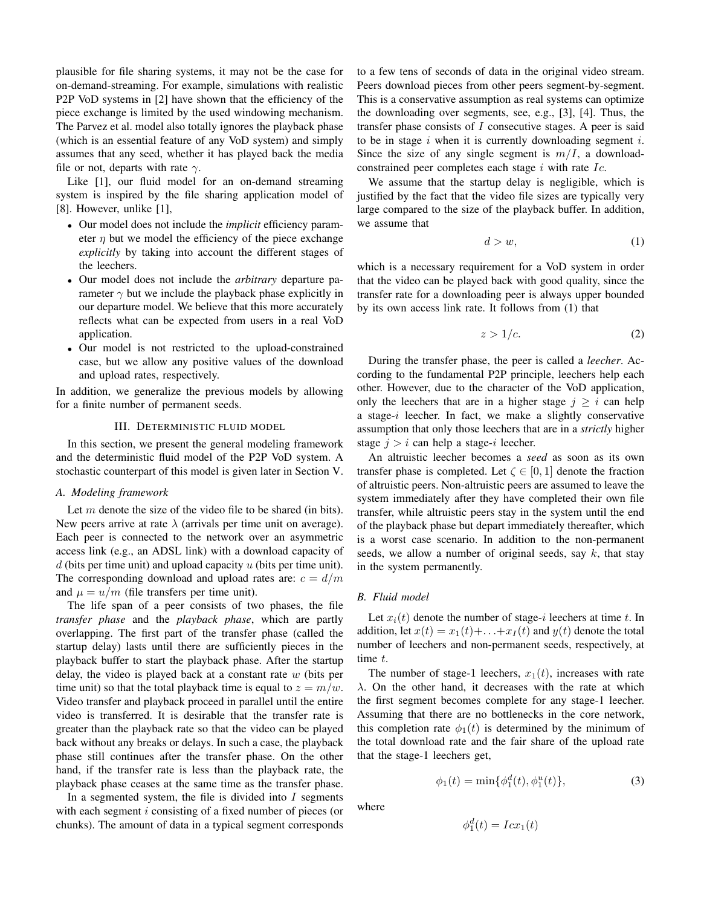plausible for file sharing systems, it may not be the case for on-demand-streaming. For example, simulations with realistic P2P VoD systems in [2] have shown that the efficiency of the piece exchange is limited by the used windowing mechanism. The Parvez et al. model also totally ignores the playback phase (which is an essential feature of any VoD system) and simply assumes that any seed, whether it has played back the media file or not, departs with rate $\gamma$.

Like [1], our fluid model for an on-demand streaming system is inspired by the file sharing application model of [8]. However, unlike [1],

- Our model does not include the *implicit* efficiency parameter $\eta$ but we model the efficiency of the piece exchange *explicitly* by taking into account the different stages of the leechers.
- Our model does not include the *arbitrary* departure parameter $\gamma$ but we include the playback phase explicitly in our departure model. We believe that this more accurately reflects what can be expected from users in a real VoD application.
- Our model is not restricted to the upload-constrained case, but we allow any positive values of the download and upload rates, respectively.

In addition, we generalize the previous models by allowing for a finite number of permanent seeds.

## III. Deterministic fluid model

In this section, we present the general modeling framework and the deterministic fluid model of the P2P VoD system. A stochastic counterpart of this model is given later in Section V.

### A. Modeling framework

Let $m$ denote the size of the video file to be shared (in bits). New peers arrive at rate $\lambda$ (arrivals per time unit on average). Each peer is connected to the network over an asymmetric access link (e.g., an ADSL link) with a download capacity of $d$ (bits per time unit) and upload capacity $u$ (bits per time unit). The corresponding download and upload rates are: $c = d/m$ and $\mu = u/m$ (file transfers per time unit).

The life span of a peer consists of two phases, the file *transfer phase* and the *playback phase*, which are partly overlapping. The first part of the transfer phase (called the startup delay) lasts until there are sufficiently pieces in the playback buffer to start the playback phase. After the startup delay, the video is played back at a constant rate $w$ (bits per time unit) so that the total playback time is equal to $z = m/w$. Video transfer and playback proceed in parallel until the entire video is transferred. It is desirable that the transfer rate is greater than the playback rate so that the video can be played back without any breaks or delays. In such a case, the playback phase still continues after the transfer phase. On the other hand, if the transfer rate is less than the playback rate, the playback phase ceases at the same time as the transfer phase.

In a segmented system, the file is divided into $I$ segments with each segment $i$ consisting of a fixed number of pieces (or chunks). The amount of data in a typical segment corresponds to a few tens of seconds of data in the original video stream. Peers download pieces from other peers segment-by-segment. This is a conservative assumption as real systems can optimize the downloading over segments, see, e.g., [3], [4]. Thus, the transfer phase consists of $I$ consecutive stages. A peer is said to be in stage $i$ when it is currently downloading segment $i$. Since the size of any single segment is $m/I$, a download-constrained peer completes each stage $i$ with rate $Ic$.

We assume that the startup delay is negligible, which is justified by the fact that the video file sizes are typically very large compared to the size of the playback buffer. In addition, we assume that

$$d > w, \tag{1}$$

which is a necessary requirement for a VoD system in order that the video can be played back with good quality, since the transfer rate for a downloading peer is always upper bounded by its own access link rate. It follows from (1) that

$$z > 1/c. \tag{2}$$

During the transfer phase, the peer is called a *leecher*. According to the fundamental P2P principle, leechers help each other. However, due to the character of the VoD application, only the leechers that are in a higher stage $j \geq i$ can help a stage-$i$ leecher. In fact, we make a slightly conservative assumption that only those leechers that are in a *strictly* higher stage $j > i$ can help a stage-$i$ leecher.

An altruistic leecher becomes a *seed* as soon as its own transfer phase is completed. Let $\zeta \in [0, 1]$ denote the fraction of altruistic peers. Non-altruistic peers are assumed to leave the system immediately after they have completed their own file transfer, while altruistic peers stay in the system until the end of the playback phase but depart immediately thereafter, which is a worst case scenario. In addition to the non-permanent seeds, we allow a number of original seeds, say $k$, that stay in the system permanently.

### B. Fluid model

Let $x_i(t)$ denote the number of stage-$i$ leechers at time $t$. In addition, let $x(t) = x_1(t) + \ldots + x_I(t)$ and $y(t)$ denote the total number of leechers and non-permanent seeds, respectively, at time $t$.

The number of stage-1 leechers, $x_1(t)$, increases with rate $\lambda$. On the other hand, it decreases with the rate at which the first segment becomes complete for any stage-1 leecher. Assuming that there are no bottlenecks in the core network, this completion rate $\phi_1(t)$ is determined by the minimum of the total download rate and the fair share of the upload rate that the stage-1 leechers get,

$$\phi_1(t) = \min\{\phi_1^d(t), \phi_1^u(t)\}, \tag{3}$$

where

$$\phi_1^d(t) = Icx_1(t)$$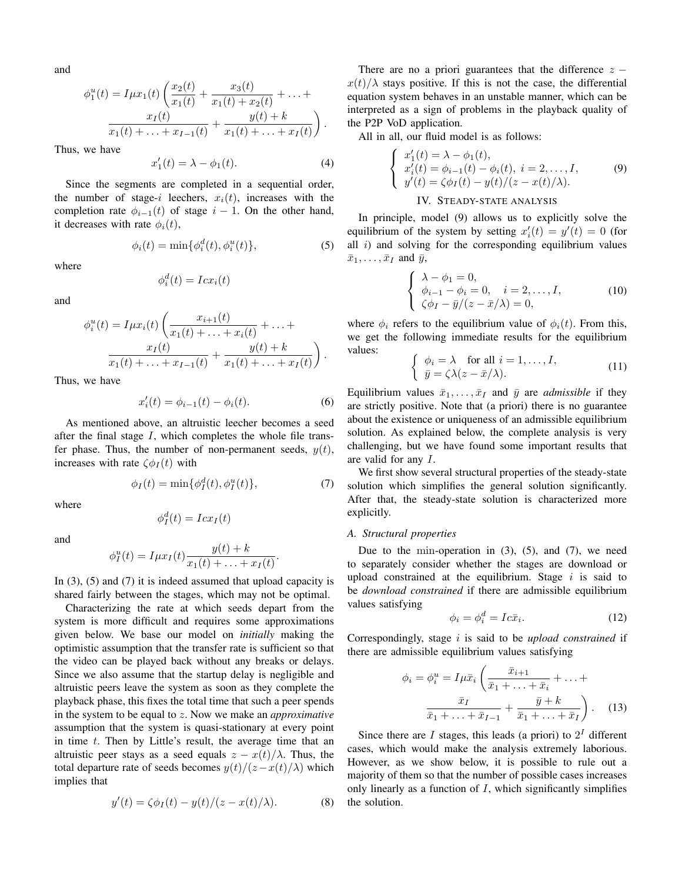and

$$\phi_1^u(t) = I\mu x_1(t)\left(\frac{x_2(t)}{x_1(t)} + \frac{x_3(t)}{x_1(t)+x_2(t)} + \ldots + \frac{x_I(t)}{x_1(t)+\ldots+x_{I-1}(t)} + \frac{y(t)+k}{x_1(t)+\ldots+x_I(t)}\right).$$

Thus, we have

$$x_1'(t) = \lambda - \phi_1(t). \tag{4}$$

Since the segments are completed in a sequential order, the number of stage-$i$ leechers, $x_i(t)$, increases with the completion rate $\phi_{i-1}(t)$ of stage $i-1$. On the other hand, it decreases with rate $\phi_i(t)$,

$$\phi_i(t) = \min\{\phi_i^d(t), \phi_i^u(t)\}, \tag{5}$$

where

$$\phi_i^d(t) = Icx_i(t)$$

and

$$\phi_i^u(t) = I\mu x_i(t)\left(\frac{x_{i+1}(t)}{x_1(t)+\ldots+x_i(t)} + \ldots + \frac{x_I(t)}{x_1(t)+\ldots+x_{I-1}(t)} + \frac{y(t)+k}{x_1(t)+\ldots+x_I(t)}\right).$$

Thus, we have

$$x_i'(t) = \phi_{i-1}(t) - \phi_i(t). \tag{6}$$

As mentioned above, an altruistic leecher becomes a seed after the final stage $I$, which completes the whole file transfer phase. Thus, the number of non-permanent seeds, $y(t)$, increases with rate $\zeta\phi_I(t)$ with

$$\phi_I(t) = \min\{\phi_I^d(t), \phi_I^u(t)\}, \tag{7}$$

where

$$\phi_I^d(t) = Icx_I(t)$$

and

$$\phi_I^u(t) = I\mu x_I(t)\frac{y(t)+k}{x_1(t)+\ldots+x_I(t)}.$$

In (3), (5) and (7) it is indeed assumed that upload capacity is shared fairly between the stages, which may not be optimal.

Characterizing the rate at which seeds depart from the system is more difficult and requires some approximations given below. We base our model on *initially* making the optimistic assumption that the transfer rate is sufficient so that the video can be played back without any breaks or delays. Since we also assume that the startup delay is negligible and altruistic peers leave the system as soon as they complete the playback phase, this fixes the total time that such a peer spends in the system to be equal to $z$. Now we make an *approximative* assumption that the system is quasi-stationary at every point in time $t$. Then by Little's result, the average time that an altruistic peer stays as a seed equals $z - x(t)/\lambda$. Thus, the total departure rate of seeds becomes $y(t)/(z-x(t)/\lambda)$ which implies that

$$y'(t) = \zeta\phi_I(t) - y(t)/(z - x(t)/\lambda). \tag{8}$$

There are no a priori guarantees that the difference $z - x(t)/\lambda$ stays positive. If this is not the case, the differential equation system behaves in an unstable manner, which can be interpreted as a sign of problems in the playback quality of the P2P VoD application.

All in all, our fluid model is as follows:

$$\begin{cases} x_1'(t) = \lambda - \phi_1(t), \\ x_i'(t) = \phi_{i-1}(t) - \phi_i(t),\ i = 2,\ldots,I, \\ y'(t) = \zeta\phi_I(t) - y(t)/(z - x(t)/\lambda). \end{cases} \tag{9}$$

## IV. Steady-state analysis

In principle, model (9) allows us to explicitly solve the equilibrium of the system by setting $x_i'(t) = y'(t) = 0$ (for all $i$) and solving for the corresponding equilibrium values $\bar{x}_1,\ldots,\bar{x}_I$ and $\bar{y}$,

$$\begin{cases} \lambda - \phi_1 = 0, \\ \phi_{i-1} - \phi_i = 0, \quad i = 2,\ldots,I, \\ \zeta\phi_I - \bar{y}/(z - \bar{x}/\lambda) = 0, \end{cases} \tag{10}$$

where $\phi_i$ refers to the equilibrium value of $\phi_i(t)$. From this, we get the following immediate results for the equilibrium values:

$$\begin{cases} \phi_i = \lambda \quad \text{for all } i = 1,\ldots,I, \\ \bar{y} = \zeta\lambda(z - \bar{x}/\lambda). \end{cases} \tag{11}$$

Equilibrium values $\bar{x}_1,\ldots,\bar{x}_I$ and $\bar{y}$ are *admissible* if they are strictly positive. Note that (a priori) there is no guarantee about the existence or uniqueness of an admissible equilibrium solution. As explained below, the complete analysis is very challenging, but we have found some important results that are valid for any $I$.

We first show several structural properties of the steady-state solution which simplifies the general solution significantly. After that, the steady-state solution is characterized more explicitly.

### A. Structural properties

Due to the min-operation in (3), (5), and (7), we need to separately consider whether the stages are download or upload constrained at the equilibrium. Stage $i$ is said to be *download constrained* if there are admissible equilibrium values satisfying

$$\phi_i = \phi_i^d = Ic\bar{x}_i. \tag{12}$$

Correspondingly, stage $i$ is said to be *upload constrained* if there are admissible equilibrium values satisfying

$$\phi_i = \phi_i^u = I\mu\bar{x}_i\left(\frac{\bar{x}_{i+1}}{\bar{x}_1+\ldots+\bar{x}_i} + \ldots + \frac{\bar{x}_I}{\bar{x}_1+\ldots+\bar{x}_{I-1}} + \frac{\bar{y}+k}{\bar{x}_1+\ldots+\bar{x}_I}\right). \tag{13}$$

Since there are $I$ stages, this leads (a priori) to $2^I$ different cases, which would make the analysis extremely laborious. However, as we show below, it is possible to rule out a majority of them so that the number of possible cases increases only linearly as a function of $I$, which significantly simplifies the solution.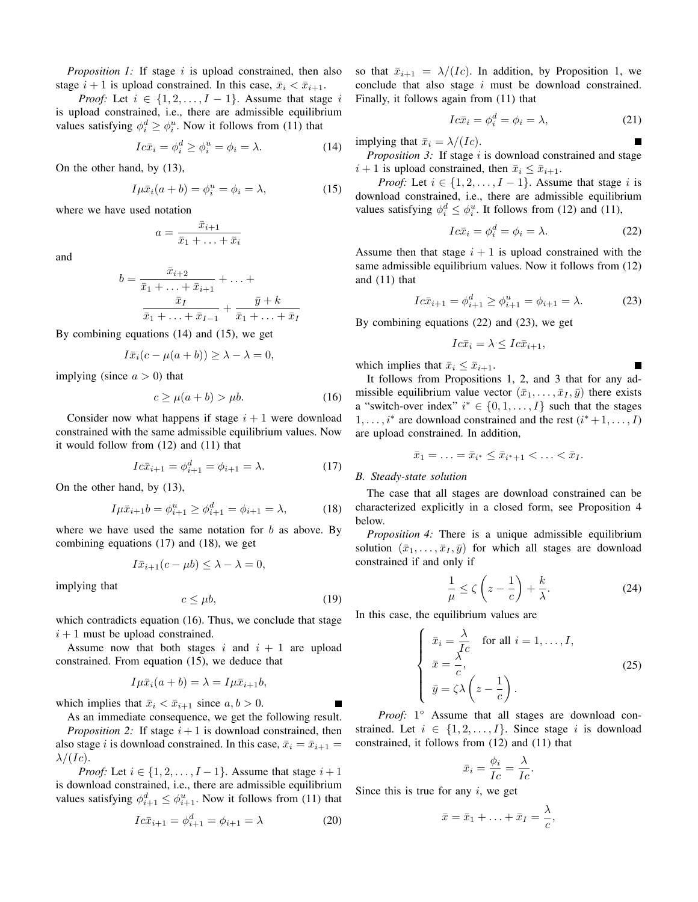*Proposition 1:* If stage $i$ is upload constrained, then also stage $i+1$ is upload constrained. In this case, $\bar{x}_i < \bar{x}_{i+1}$.

*Proof:* Let $i \in \{1, 2, \dots, I-1\}$. Assume that stage $i$ is upload constrained, i.e., there are admissible equilibrium values satisfying $\phi_i^d \geq \phi_i^u$. Now it follows from (11) that

$$I c \bar{x}_i = \phi_i^d \geq \phi_i^u = \phi_i = \lambda. \tag{14}$$

On the other hand, by (13),

$$I \mu \bar{x}_i (a + b) = \phi_i^u = \phi_i = \lambda, \tag{15}$$

where we have used notation

$$a = \frac{\bar{x}_{i+1}}{\bar{x}_1 + \ldots + \bar{x}_i}$$

and

$$b = \frac{\bar{x}_{i+2}}{\bar{x}_1 + \ldots + \bar{x}_{i+1}} + \ldots + \frac{\bar{x}_I}{\bar{x}_1 + \ldots + \bar{x}_{I-1}} + \frac{\bar{y} + k}{\bar{x}_1 + \ldots + \bar{x}_I}$$

By combining equations (14) and (15), we get

$$I \bar{x}_i (c - \mu(a+b)) \geq \lambda - \lambda = 0,$$

implying (since $a > 0$) that

$$c \geq \mu(a+b) > \mu b. \tag{16}$$

Consider now what happens if stage $i+1$ were download constrained with the same admissible equilibrium values. Now it would follow from (12) and (11) that

$$I c \bar{x}_{i+1} = \phi_{i+1}^d = \phi_{i+1} = \lambda. \tag{17}$$

On the other hand, by (13),

$$I \mu \bar{x}_{i+1} b = \phi_{i+1}^u \geq \phi_{i+1}^d = \phi_{i+1} = \lambda, \tag{18}$$

where we have used the same notation for $b$ as above. By combining equations (17) and (18), we get

$$I \bar{x}_{i+1} (c - \mu b) \leq \lambda - \lambda = 0,$$

implying that

$$c \leq \mu b, \tag{19}$$

which contradicts equation (16). Thus, we conclude that stage $i+1$ must be upload constrained.

Assume now that both stages $i$ and $i+1$ are upload constrained. From equation (15), we deduce that

$$I \mu \bar{x}_i (a + b) = \lambda = I \mu \bar{x}_{i+1} b,$$

which implies that $\bar{x}_i < \bar{x}_{i+1}$ since $a, b > 0$. ∎

As an immediate consequence, we get the following result.

*Proposition 2:* If stage $i+1$ is download constrained, then also stage $i$ is download constrained. In this case, $\bar{x}_i = \bar{x}_{i+1} = \lambda/(Ic)$.

*Proof:* Let $i \in \{1, 2, \dots, I-1\}$. Assume that stage $i+1$ is download constrained, i.e., there are admissible equilibrium values satisfying $\phi_{i+1}^d \leq \phi_{i+1}^u$. Now it follows from (11) that

$$I c \bar{x}_{i+1} = \phi_{i+1}^d = \phi_{i+1} = \lambda \tag{20}$$

so that $\bar{x}_{i+1} = \lambda/(Ic)$. In addition, by Proposition 1, we conclude that also stage $i$ must be download constrained. Finally, it follows again from (11) that

$$I c \bar{x}_i = \phi_i^d = \phi_i = \lambda, \tag{21}$$

implying that $\bar{x}_i = \lambda/(Ic)$. ∎

*Proposition 3:* If stage $i$ is download constrained and stage $i+1$ is upload constrained, then $\bar{x}_i \leq \bar{x}_{i+1}$.

*Proof:* Let $i \in \{1, 2, \dots, I-1\}$. Assume that stage $i$ is download constrained, i.e., there are admissible equilibrium values satisfying $\phi_i^d \leq \phi_i^u$. It follows from (12) and (11),

$$I c \bar{x}_i = \phi_i^d = \phi_i = \lambda. \tag{22}$$

Assume then that stage $i+1$ is upload constrained with the same admissible equilibrium values. Now it follows from (12) and (11) that

$$I c \bar{x}_{i+1} = \phi_{i+1}^d \geq \phi_{i+1}^u = \phi_{i+1} = \lambda. \tag{23}$$

By combining equations (22) and (23), we get

$$I c \bar{x}_i = \lambda \leq I c \bar{x}_{i+1},$$

which implies that $\bar{x}_i \leq \bar{x}_{i+1}$. ∎

It follows from Propositions 1, 2, and 3 that for any admissible equilibrium value vector $(\bar{x}_1, \dots, \bar{x}_I, \bar{y})$ there exists a "switch-over index" $i^* \in \{0, 1, \dots, I\}$ such that the stages $1, \dots, i^*$ are download constrained and the rest $(i^*+1, \dots, I)$ are upload constrained. In addition,

$$\bar{x}_1 = \ldots = \bar{x}_{i^*} \leq \bar{x}_{i^*+1} < \ldots < \bar{x}_I.$$

### B. Steady-state solution

The case that all stages are download constrained can be characterized explicitly in a closed form, see Proposition 4 below.

*Proposition 4:* There is a unique admissible equilibrium solution $(\bar{x}_1, \dots, \bar{x}_I, \bar{y})$ for which all stages are download constrained if and only if

$$\frac{1}{\mu} \leq \zeta \left( z - \frac{1}{c} \right) + \frac{k}{\lambda}. \tag{24}$$

In this case, the equilibrium values are

$$\begin{cases} \bar{x}_i = \dfrac{\lambda}{Ic} \quad \text{for all } i = 1, \dots, I, \\ \bar{x} = \dfrac{\lambda}{c}, \\ \bar{y} = \zeta \lambda \left( z - \dfrac{1}{c} \right). \end{cases} \tag{25}$$

*Proof:* 1° Assume that all stages are download constrained. Let $i \in \{1, 2, \dots, I\}$. Since stage $i$ is download constrained, it follows from (12) and (11) that

$$\bar{x}_i = \frac{\phi_i}{Ic} = \frac{\lambda}{Ic}.$$

Since this is true for any $i$, we get

$$\bar{x} = \bar{x}_1 + \ldots + \bar{x}_I = \frac{\lambda}{c},$$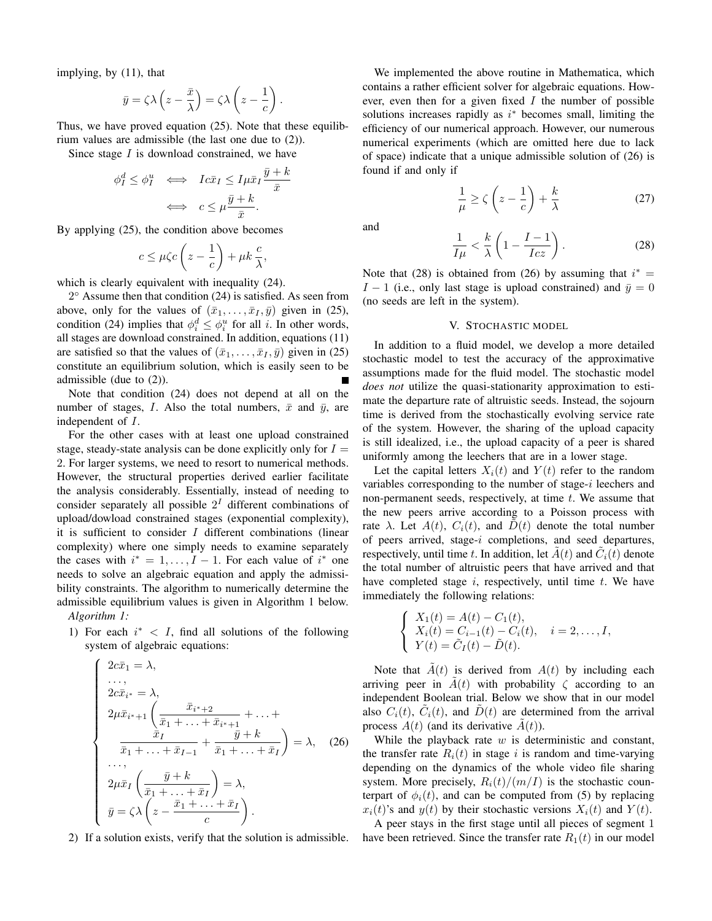implying, by (11), that

$$\bar{y} = \zeta\lambda\left(z - \frac{\bar{x}}{\lambda}\right) = \zeta\lambda\left(z - \frac{1}{c}\right).$$

Thus, we have proved equation (25). Note that these equilibrium values are admissible (the last one due to (2)).

Since stage $I$ is download constrained, we have

$$\phi_I^d \le \phi_I^u \iff Ic\bar{x}_I \le I\mu\bar{x}_I\frac{\bar{y}+k}{\bar{x}} \iff c \le \mu\frac{\bar{y}+k}{\bar{x}}.$$

By applying (25), the condition above becomes

$$c \le \mu\zeta c\left(z - \frac{1}{c}\right) + \mu k\frac{c}{\lambda},$$

which is clearly equivalent with inequality (24).

2° Assume then that condition (24) is satisfied. As seen from above, only for the values of $(\bar{x}_1, \ldots, \bar{x}_I, \bar{y})$ given in (25), condition (24) implies that $\phi_i^d \le \phi_i^u$ for all $i$. In other words, all stages are download constrained. In addition, equations (11) are satisfied so that the values of $(\bar{x}_1, \ldots, \bar{x}_I, \bar{y})$ given in (25) constitute an equilibrium solution, which is easily seen to be admissible (due to (2)). ■

Note that condition (24) does not depend at all on the number of stages, $I$. Also the total numbers, $\bar{x}$ and $\bar{y}$, are independent of $I$.

For the other cases with at least one upload constrained stage, steady-state analysis can be done explicitly only for $I = 2$. For larger systems, we need to resort to numerical methods. However, the structural properties derived earlier facilitate the analysis considerably. Essentially, instead of needing to consider separately all possible $2^I$ different combinations of upload/dowload constrained stages (exponential complexity), it is sufficient to consider $I$ different combinations (linear complexity) where one simply needs to examine separately the cases with $i^* = 1, \ldots, I-1$. For each value of $i^*$ one needs to solve an algebraic equation and apply the admissibility constraints. The algorithm to numerically determine the admissible equilibrium values is given in Algorithm 1 below.

*Algorithm 1:*

1) For each $i^* < I$, find all solutions of the following system of algebraic equations:

$$\begin{cases} 2c\bar{x}_1 = \lambda, \\ \ldots, \\ 2c\bar{x}_{i^*} = \lambda, \\ 2\mu\bar{x}_{i^*+1}\left(\dfrac{\bar{x}_{i^*+2}}{\bar{x}_1 + \ldots + \bar{x}_{i^*+1}} + \ldots + \right. \\ \quad \left.\dfrac{\bar{x}_I}{\bar{x}_1 + \ldots + \bar{x}_{I-1}} + \dfrac{\bar{y}+k}{\bar{x}_1 + \ldots + \bar{x}_I}\right) = \lambda, \\ \ldots, \\ 2\mu\bar{x}_I\left(\dfrac{\bar{y}+k}{\bar{x}_1 + \ldots + \bar{x}_I}\right) = \lambda, \\ \bar{y} = \zeta\lambda\left(z - \dfrac{\bar{x}_1 + \ldots + \bar{x}_I}{c}\right). \end{cases} \tag{26}$$

2) If a solution exists, verify that the solution is admissible.

We implemented the above routine in Mathematica, which contains a rather efficient solver for algebraic equations. However, even then for a given fixed $I$ the number of possible solutions increases rapidly as $i^*$ becomes small, limiting the efficiency of our numerical approach. However, our numerous numerical experiments (which are omitted here due to lack of space) indicate that a unique admissible solution of (26) is found if and only if

$$\frac{1}{\mu} \ge \zeta\left(z - \frac{1}{c}\right) + \frac{k}{\lambda} \tag{27}$$

and

$$\frac{1}{I\mu} < \frac{k}{\lambda}\left(1 - \frac{I-1}{Icz}\right). \tag{28}$$

Note that (28) is obtained from (26) by assuming that $i^* = I-1$ (i.e., only last stage is upload constrained) and $\bar{y} = 0$ (no seeds are left in the system).

## V. Stochastic model

In addition to a fluid model, we develop a more detailed stochastic model to test the accuracy of the approximative assumptions made for the fluid model. The stochastic model *does not* utilize the quasi-stationarity approximation to estimate the departure rate of altruistic seeds. Instead, the sojourn time is derived from the stochastically evolving service rate of the system. However, the sharing of the upload capacity is still idealized, i.e., the upload capacity of a peer is shared uniformly among the leechers that are in a lower stage.

Let the capital letters $X_i(t)$ and $Y(t)$ refer to the random variables corresponding to the number of stage-$i$ leechers and non-permanent seeds, respectively, at time $t$. We assume that the new peers arrive according to a Poisson process with rate $\lambda$. Let $A(t)$, $C_i(t)$, and $\tilde{D}(t)$ denote the total number of peers arrived, stage-$i$ completions, and seed departures, respectively, until time $t$. In addition, let $\tilde{A}(t)$ and $\tilde{C}_i(t)$ denote the total number of altruistic peers that have arrived and that have completed stage $i$, respectively, until time $t$. We have immediately the following relations:

$$\begin{cases} X_1(t) = A(t) - C_1(t), \\ X_i(t) = C_{i-1}(t) - C_i(t), \quad i = 2, \ldots, I, \\ Y(t) = \tilde{C}_I(t) - \tilde{D}(t). \end{cases}$$

Note that $\tilde{A}(t)$ is derived from $A(t)$ by including each arriving peer in $\tilde{A}(t)$ with probability $\zeta$ according to an independent Boolean trial. Below we show that in our model also $C_i(t)$, $\tilde{C}_i(t)$, and $\tilde{D}(t)$ are determined from the arrival process $A(t)$ (and its derivative $\tilde{A}(t)$).

While the playback rate $w$ is deterministic and constant, the transfer rate $R_i(t)$ in stage $i$ is random and time-varying depending on the dynamics of the whole video file sharing system. More precisely, $R_i(t)/(m/I)$ is the stochastic counterpart of $\phi_i(t)$, and can be computed from (5) by replacing $x_i(t)$'s and $y(t)$ by their stochastic versions $X_i(t)$ and $Y(t)$.

A peer stays in the first stage until all pieces of segment 1 have been retrieved. Since the transfer rate $R_1(t)$ in our model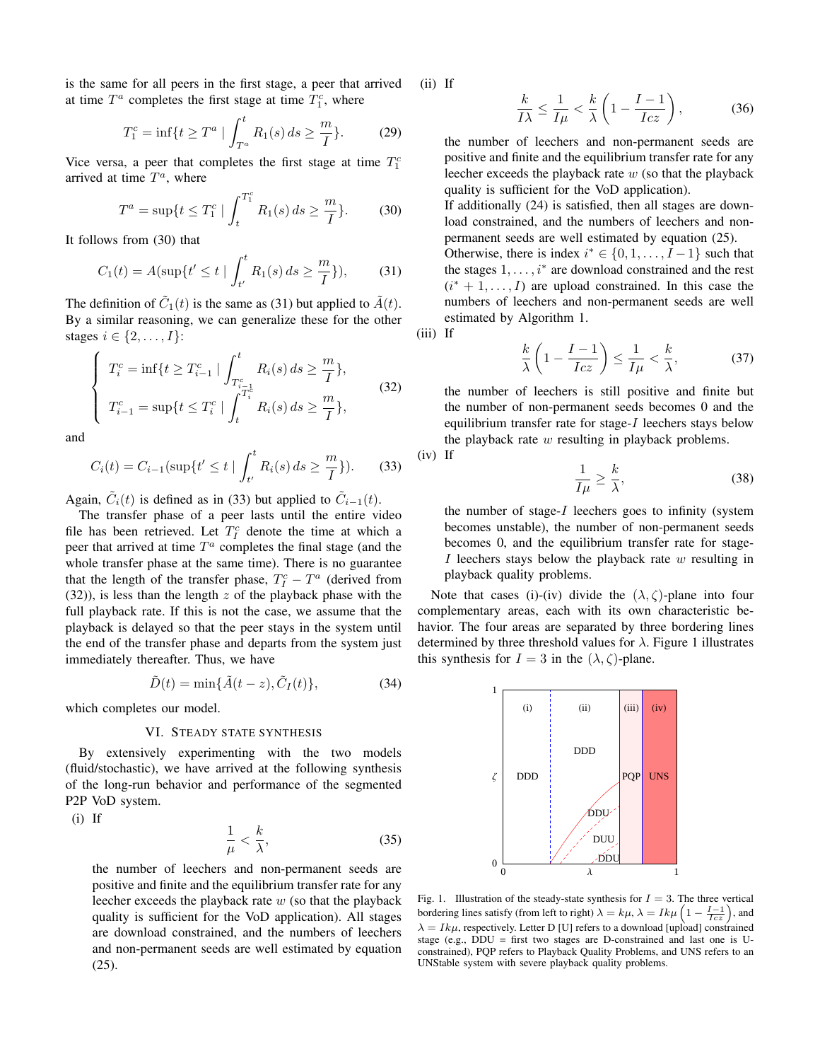is the same for all peers in the first stage, a peer that arrived at time $T^a$ completes the first stage at time $T_1^c$, where

$$T_1^c = \inf\{t \geq T^a \mid \int_{T^a}^{t} R_1(s)\,ds \geq \frac{m}{I}\}. \tag{29}$$

Vice versa, a peer that completes the first stage at time $T_1^c$ arrived at time $T^a$, where

$$T^a = \sup\{t \leq T_1^c \mid \int_{t}^{T_1^c} R_1(s)\,ds \geq \frac{m}{I}\}. \tag{30}$$

It follows from (30) that

$$C_1(t) = A(\sup\{t' \leq t \mid \int_{t'}^{t} R_1(s)\,ds \geq \frac{m}{I}\}), \tag{31}$$

The definition of $\tilde{C}_1(t)$ is the same as (31) but applied to $\tilde{A}(t)$. By a similar reasoning, we can generalize these for the other stages $i \in \{2,\ldots,I\}$:

$$\begin{cases} T_i^c = \inf\{t \geq T_{i-1}^c \mid \int_{T_{i-1}^c}^{t} R_i(s)\,ds \geq \frac{m}{I}\}, \\ T_{i-1}^c = \sup\{t \leq T_i^c \mid \int_{t}^{T_i^c} R_i(s)\,ds \geq \frac{m}{I}\}, \end{cases} \tag{32}$$

and

$$C_i(t) = C_{i-1}(\sup\{t' \leq t \mid \int_{t'}^{t} R_i(s)\,ds \geq \frac{m}{I}\}). \tag{33}$$

Again, $\tilde{C}_i(t)$ is defined as in (33) but applied to $\tilde{C}_{i-1}(t)$.

The transfer phase of a peer lasts until the entire video file has been retrieved. Let $T_I^c$ denote the time at which a peer that arrived at time $T^a$ completes the final stage (and the whole transfer phase at the same time). There is no guarantee that the length of the transfer phase, $T_I^c - T^a$ (derived from (32)), is less than the length $z$ of the playback phase with the full playback rate. If this is not the case, we assume that the playback is delayed so that the peer stays in the system until the end of the transfer phase and departs from the system just immediately thereafter. Thus, we have

$$\tilde{D}(t) = \min\{\tilde{A}(t-z), \tilde{C}_I(t)\}, \tag{34}$$

which completes our model.

## VI. Steady state synthesis

By extensively experimenting with the two models (fluid/stochastic), we have arrived at the following synthesis of the long-run behavior and performance of the segmented P2P VoD system.

(i) If

$$\frac{1}{\mu} < \frac{k}{\lambda}, \tag{35}$$

the number of leechers and non-permanent seeds are positive and finite and the equilibrium transfer rate for any leecher exceeds the playback rate $w$ (so that the playback quality is sufficient for the VoD application). All stages are download constrained, and the numbers of leechers and non-permanent seeds are well estimated by equation (25).

(ii) If

$$\frac{k}{I\lambda} \leq \frac{1}{I\mu} < \frac{k}{\lambda}\left(1 - \frac{I-1}{Icz}\right), \tag{36}$$

the number of leechers and non-permanent seeds are positive and finite and the equilibrium transfer rate for any leecher exceeds the playback rate $w$ (so that the playback quality is sufficient for the VoD application).

If additionally (24) is satisfied, then all stages are download constrained, and the numbers of leechers and non-permanent seeds are well estimated by equation (25).

Otherwise, there is index $i^* \in \{0,1,\ldots,I-1\}$ such that the stages $1,\ldots,i^*$ are download constrained and the rest $(i^*+1,\ldots,I)$ are upload constrained. In this case the numbers of leechers and non-permanent seeds are well estimated by Algorithm 1.

(iii) If

$$\frac{k}{\lambda}\left(1 - \frac{I-1}{Icz}\right) \leq \frac{1}{I\mu} < \frac{k}{\lambda}, \tag{37}$$

the number of leechers is still positive and finite but the number of non-permanent seeds becomes 0 and the equilibrium transfer rate for stage-$I$ leechers stays below the playback rate $w$ resulting in playback problems.

(iv) If

$$\frac{1}{I\mu} \geq \frac{k}{\lambda}, \tag{38}$$

the number of stage-$I$ leechers goes to infinity (system becomes unstable), the number of non-permanent seeds becomes 0, and the equilibrium transfer rate for stage-$I$ leechers stays below the playback rate $w$ resulting in playback quality problems.

Note that cases (i)-(iv) divide the $(\lambda,\zeta)$-plane into four complementary areas, each with its own characteristic behavior. The four areas are separated by three bordering lines determined by three threshold values for $\lambda$. Figure 1 illustrates this synthesis for $I = 3$ in the $(\lambda,\zeta)$-plane.

Fig. 1. Illustration of the steady-state synthesis for $I = 3$. The three vertical bordering lines satisfy (from left to right) $\lambda = k\mu$, $\lambda = Ik\mu\left(1 - \frac{I-1}{Icz}\right)$, and $\lambda = Ik\mu$, respectively. Letter D [U] refers to a download [upload] constrained stage (e.g., DDU = first two stages are D-constrained and last one is U-constrained), PQP refers to Playback Quality Problems, and UNS refers to an UNStable system with severe playback quality problems.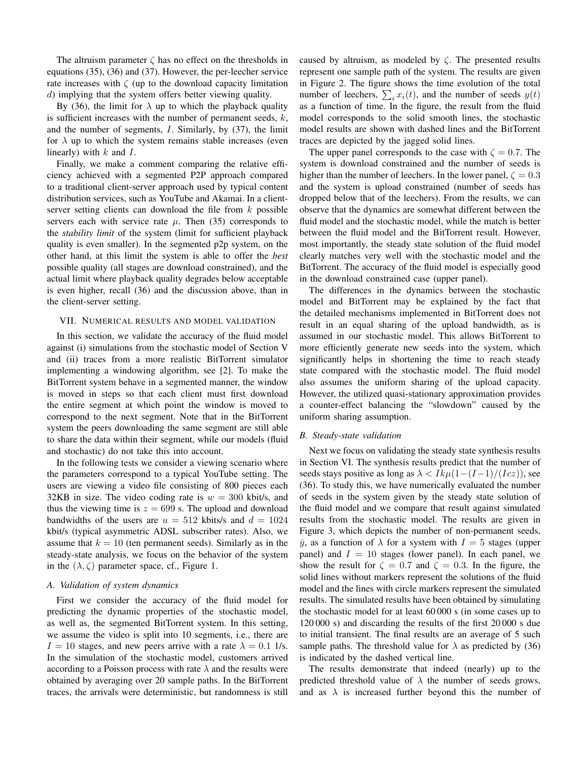The altruism parameter $\zeta$ has no effect on the thresholds in equations (35), (36) and (37). However, the per-leecher service rate increases with $\zeta$ (up to the download capacity limitation $d$) implying that the system offers better viewing quality.

By (36), the limit for $\lambda$ up to which the playback quality is sufficient increases with the number of permanent seeds, $k$, and the number of segments, $I$. Similarly, by (37), the limit for $\lambda$ up to which the system remains stable increases (even linearly) with $k$ and $I$.

Finally, we make a comment comparing the relative efficiency achieved with a segmented P2P approach compared to a traditional client-server approach used by typical content distribution services, such as YouTube and Akamai. In a client-server setting clients can download the file from $k$ possible servers each with service rate $\mu$. Then (35) corresponds to the *stability limit* of the system (limit for sufficient playback quality is even smaller). In the segmented p2p system, on the other hand, at this limit the system is able to offer the *best* possible quality (all stages are download constrained), and the actual limit where playback quality degrades below acceptable is even higher, recall (36) and the discussion above, than in the client-server setting.

## VII. Numerical results and model validation

In this section, we validate the accuracy of the fluid model against (i) simulations from the stochastic model of Section V and (ii) traces from a more realistic BitTorrent simulator implementing a windowing algorithm, see [2]. To make the BitTorrent system behave in a segmented manner, the window is moved in steps so that each client must first download the entire segment at which point the window is moved to correspond to the next segment. Note that in the BitTorrent system the peers downloading the same segment are still able to share the data within their segment, while our models (fluid and stochastic) do not take this into account.

In the following tests we consider a viewing scenario where the parameters correspond to a typical YouTube setting. The users are viewing a video file consisting of 800 pieces each 32KB in size. The video coding rate is $w = 300$ kbit/s, and thus the viewing time is $z = 699$ s. The upload and download bandwidths of the users are $u = 512$ kbits/s and $d = 1024$ kbit/s (typical asymmetric ADSL subscriber rates). Also, we assume that $k = 10$ (ten permanent seeds). Similarly as in the steady-state analysis, we focus on the behavior of the system in the $(\lambda, \zeta)$ parameter space, cf., Figure 1.

### A. Validation of system dynamics

First we consider the accuracy of the fluid model for predicting the dynamic properties of the stochastic model, as well as, the segmented BitTorrent system. In this setting, we assume the video is split into 10 segments, i.e., there are $I = 10$ stages, and new peers arrive with a rate $\lambda = 0.1$ 1/s. In the simulation of the stochastic model, customers arrived according to a Poisson process with rate $\lambda$ and the results were obtained by averaging over 20 sample paths. In the BitTorrent traces, the arrivals were deterministic, but randomness is still caused by altruism, as modeled by $\zeta$. The presented results represent one sample path of the system. The results are given in Figure 2. The figure shows the time evolution of the total number of leechers, $\sum_i x_i(t)$, and the number of seeds $y(t)$ as a function of time. In the figure, the result from the fluid model corresponds to the solid smooth lines, the stochastic model results are shown with dashed lines and the BitTorrent traces are depicted by the jagged solid lines.

The upper panel corresponds to the case with $\zeta = 0.7$. The system is download constrained and the number of seeds is higher than the number of leechers. In the lower panel, $\zeta = 0.3$ and the system is upload constrained (number of seeds has dropped below that of the leechers). From the results, we can observe that the dynamics are somewhat different between the fluid model and the stochastic model, while the match is better between the fluid model and the BitTorrent result. However, most importantly, the steady state solution of the fluid model clearly matches very well with the stochastic model and the BitTorrent. The accuracy of the fluid model is especially good in the download constrained case (upper panel).

The differences in the dynamics between the stochastic model and BitTorrent may be explained by the fact that the detailed mechanisms implemented in BitTorrent does not result in an equal sharing of the upload bandwidth, as is assumed in our stochastic model. This allows BitTorrent to more efficiently generate new seeds into the system, which significantly helps in shortening the time to reach steady state compared with the stochastic model. The fluid model also assumes the uniform sharing of the upload capacity. However, the utilized quasi-stationary approximation provides a counter-effect balancing the "slowdown" caused by the uniform sharing assumption.

### B. Steady-state validation

Next we focus on validating the steady state synthesis results in Section VI. The synthesis results predict that the number of seeds stays positive as long as $\lambda < Ik\mu(1-(I-1)/(Icz))$, see (36). To study this, we have numerically evaluated the number of seeds in the system given by the steady state solution of the fluid model and we compare that result against simulated results from the stochastic model. The results are given in Figure 3, which depicts the number of non-permanent seeds, $\bar{y}$, as a function of $\lambda$ for a system with $I = 5$ stages (upper panel) and $I = 10$ stages (lower panel). In each panel, we show the result for $\zeta = 0.7$ and $\zeta = 0.3$. In the figure, the solid lines without markers represent the solutions of the fluid model and the lines with circle markers represent the simulated results. The simulated results have been obtained by simulating the stochastic model for at least 60 000 s (in some cases up to 120 000 s) and discarding the results of the first 20 000 s due to initial transient. The final results are an average of 5 such sample paths. The threshold value for $\lambda$ as predicted by (36) is indicated by the dashed vertical line.

The results demonstrate that indeed (nearly) up to the predicted threshold value of $\lambda$ the number of seeds grows, and as $\lambda$ is increased further beyond this the number of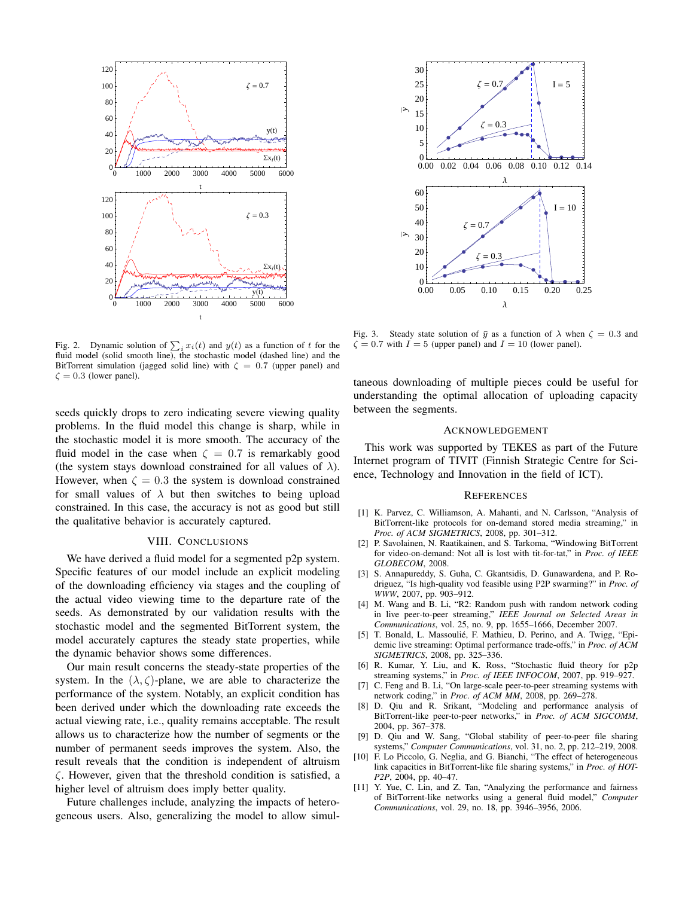120
100
80
60
40
20
0
0 1000 2000 3000 4000 5000 6000
t
ζ = 0.7
y(t)
Σx_i(t)

120
100
80
60
40
20
0
0 1000 2000 3000 4000 5000 6000
t
ζ = 0.3
Σx_i(t)
y(t)

Fig. 2. Dynamic solution of $\sum_i x_i(t)$ and $y(t)$ as a function of $t$ for the fluid model (solid smooth line), the stochastic model (dashed line) and the BitTorrent simulation (jagged solid line) with $\zeta = 0.7$ (upper panel) and $\zeta = 0.3$ (lower panel).

seeds quickly drops to zero indicating severe viewing quality problems. In the fluid model this change is sharp, while in the stochastic model it is more smooth. The accuracy of the fluid model in the case when $\zeta = 0.7$ is remarkably good (the system stays download constrained for all values of $\lambda$). However, when $\zeta = 0.3$ the system is download constrained for small values of $\lambda$ but then switches to being upload constrained. In this case, the accuracy is not as good but still the qualitative behavior is accurately captured.

## VIII. Conclusions

We have derived a fluid model for a segmented p2p system. Specific features of our model include an explicit modeling of the downloading efficiency via stages and the coupling of the actual video viewing time to the departure rate of the seeds. As demonstrated by our validation results with the stochastic model and the segmented BitTorrent system, the model accurately captures the steady state properties, while the dynamic behavior shows some differences.

Our main result concerns the steady-state properties of the system. In the $(\lambda, \zeta)$-plane, we are able to characterize the performance of the system. Notably, an explicit condition has been derived under which the downloading rate exceeds the actual viewing rate, i.e., quality remains acceptable. The result allows us to characterize how the number of segments or the number of permanent seeds improves the system. Also, the result reveals that the condition is independent of altruism $\zeta$. However, given that the threshold condition is satisfied, a higher level of altruism does imply better quality.

Future challenges include, analyzing the impacts of heterogeneous users. Also, generalizing the model to allow simultaneous downloading of multiple pieces could be useful for understanding the optimal allocation of uploading capacity between the segments.

30
25
20
15
10
5
0
ȳ
0.00 0.02 0.04 0.06 0.08 0.10 0.12 0.14
λ
ζ = 0.7
ζ = 0.3
I = 5

60
50
40
30
20
10
0
ȳ
0.00 0.05 0.10 0.15 0.20 0.25
λ
ζ = 0.7
ζ = 0.3
I = 10

Fig. 3. Steady state solution of $\bar{y}$ as a function of $\lambda$ when $\zeta = 0.3$ and $\zeta = 0.7$ with $I = 5$ (upper panel) and $I = 10$ (lower panel).

## Acknowledgement

This work was supported by TEKES as part of the Future Internet program of TIVIT (Finnish Strategic Centre for Science, Technology and Innovation in the field of ICT).

## References

[1] K. Parvez, C. Williamson, A. Mahanti, and N. Carlsson, "Analysis of BitTorrent-like protocols for on-demand stored media streaming," in *Proc. of ACM SIGMETRICS*, 2008, pp. 301–312.

[2] P. Savolainen, N. Raatikainen, and S. Tarkoma, "Windowing BitTorrent for video-on-demand: Not all is lost with tit-for-tat," in *Proc. of IEEE GLOBECOM*, 2008.

[3] S. Annapureddy, S. Guha, C. Gkantsidis, D. Gunawardena, and P. Rodriguez, "Is high-quality vod feasible using P2P swarming?" in *Proc. of WWW*, 2007, pp. 903–912.

[4] M. Wang and B. Li, "R2: Random push with random network coding in live peer-to-peer streaming," *IEEE Journal on Selected Areas in Communications*, vol. 25, no. 9, pp. 1655–1666, December 2007.

[5] T. Bonald, L. Massoulié, F. Mathieu, D. Perino, and A. Twigg, "Epidemic live streaming: Optimal performance trade-offs," in *Proc. of ACM SIGMETRICS*, 2008, pp. 325–336.

[6] R. Kumar, Y. Liu, and K. Ross, "Stochastic fluid theory for p2p streaming systems," in *Proc. of IEEE INFOCOM*, 2007, pp. 919–927.

[7] C. Feng and B. Li, "On large-scale peer-to-peer streaming systems with network coding," in *Proc. of ACM MM*, 2008, pp. 269–278.

[8] D. Qiu and R. Srikant, "Modeling and performance analysis of BitTorrent-like peer-to-peer networks," in *Proc. of ACM SIGCOMM*, 2004, pp. 367–378.

[9] D. Qiu and W. Sang, "Global stability of peer-to-peer file sharing systems," *Computer Communications*, vol. 31, no. 2, pp. 212–219, 2008.

[10] F. Lo Piccolo, G. Neglia, and G. Bianchi, "The effect of heterogeneous link capacities in BitTorrent-like file sharing systems," in *Proc. of HOT-P2P*, 2004, pp. 40–47.

[11] Y. Yue, C. Lin, and Z. Tan, "Analyzing the performance and fairness of BitTorrent-like networks using a general fluid model," *Computer Communications*, vol. 29, no. 18, pp. 3946–3956, 2006.